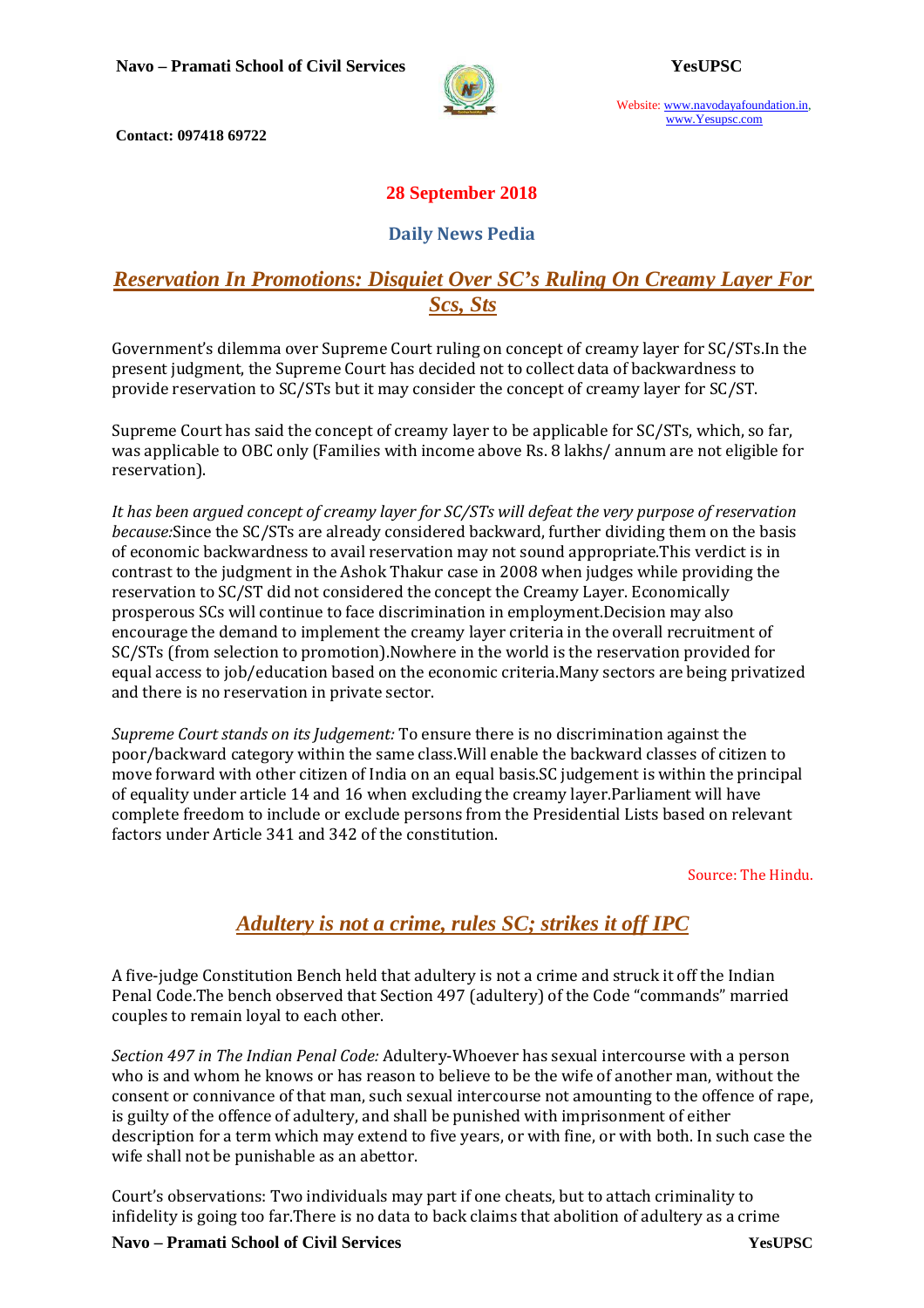**28 September 2018**

## Daily News Pedia

## *Reservation In Promotions: Disquiet Over SC's Ruling On Creamy Layer For Scs, Sts*

Government's dilemma over Supreme Court ruling on concept of creamy layer for SC/STs.In the present judgment, the Supreme Court has decided not to collect data of backwardness to provide reservation to SC/STs but it may consider the concept of creamy layer for SC/ST.

Supreme Court has said the concept of creamy layer to be applicable for SC/STs, which, so far, was applicable to OBC only (Families with income above Rs. 8 lakhs/ annum are not eligible for reservation).

*It has been argued concept of creamy layer for SC/STs will defeat the very purpose of reservation because:*Since the SC/STs are already considered backward, further dividing them on the basis of economic backwardness to avail reservation may not sound appropriate.This verdict is in contrast to the judgment in the Ashok Thakur case in 2008 when judges while providing the reservation to SC/ST did not considered the concept the Creamy Layer. Economically prosperous SCs will continue to face discrimination in employment.Decision may also encourage the demand to implement the creamy layer criteria in the overall recruitment of SC/STs (from selection to promotion).Nowhere in the world is the reservation provided for equal access to job/education based on the economic criteria.Many sectors are being privatized and there is no reservation in private sector.

*Supreme Court stands on its Judgement:* To ensure there is no discrimination against the poor/backward category within the same class.Will enable the backward classes of citizen to move forward with other citizen of India on an equal basis.SC judgement is within the principal of equality under article 14 and 16 when excluding the creamy layer.Parliament will have complete freedom to include or exclude persons from the Presidential Lists based on relevant factors under Article 341 and 342 of the constitution.

Source: The Hindu.

## *Adultery is not a crime, rules SC; strikes it off IPC*

A five-judge Constitution Bench held that adultery is not a crime and struck it off the Indian Penal Code.The bench observed that Section 497 (adultery) of the Code "commands" married couples to remain loyal to each other.

*Section 497 in The Indian Penal Code:* Adultery-Whoever has sexual intercourse with a person who is and whom he knows or has reason to believe to be the wife of another man, without the consent or connivance of that man, such sexual intercourse not amounting to the offence of rape, is guilty of the offence of adultery, and shall be punished with imprisonment of either description for a term which may extend to five years, or with fine, or with both. In such case the wife shall not be punishable as an abettor.

Court's observations: Two individuals may part if one cheats, but to attach criminality to infidelity is going too far.There is no data to back claims that abolition of adultery as a crime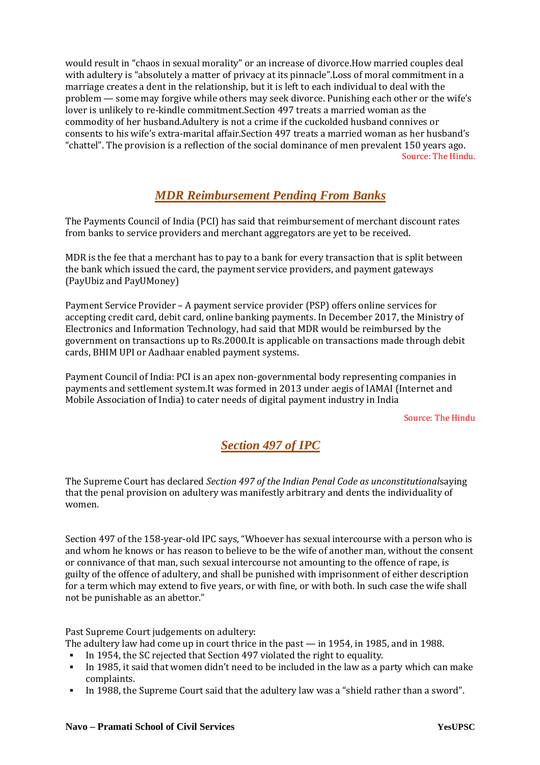would result in “chaos in sexual morality” or an increase of divorce.How married couples deal with adultery is “absolutely a matter of privacy at its pinnacle”.Loss of moral commitment in a marriage creates a dent in the relationship, but it is left to each individual to deal with the problem — some may forgive while others may seek divorce. Punishing each other or the wife’s lover is unlikely to re-kindle commitment.Section 497 treats a married woman as the commodity of her husband.Adultery is not a crime if the cuckolded husband connives or consents to his wife’s extra-marital affair.Section 497 treats a married woman as her husband’s “chattel”. The provision is a reflection of the social dominance of men prevalent 150 years ago.

Source: The Hindu.

## MDR Reimbursement Pending From Banks

The Payments Council of India (PCI) has said that reimbursement of merchant discount rates from banks to service providers and merchant aggregators are yet to be received.

MDR is the fee that a merchant has to pay to a bank for every transaction that is split between the bank which issued the card, the payment service providers, and payment gateways (PayUbiz and PayUMoney)

Payment Service Provider – A payment service provider (PSP) offers online services for accepting credit card, debit card, online banking payments. In December 2017, the Ministry of Electronics and Information Technology, had said that MDR would be reimbursed by the government on transactions up to Rs.2000.It is applicable on transactions made through debit cards, BHIM UPI or Aadhaar enabled payment systems.

Payment Council of India: PCI is an apex non-governmental body representing companies in payments and settlement system.It was formed in 2013 under aegis of IAMAI (Internet and Mobile Association of India) to cater needs of digital payment industry in India

Source: The Hindu

## Section 497 of IPC

The Supreme Court has declared *Section 497 of the Indian Penal Code as unconstitutional*saying that the penal provision on adultery was manifestly arbitrary and dents the individuality of women.

Section 497 of the 158-year-old IPC says, “Whoever has sexual intercourse with a person who is and whom he knows or has reason to believe to be the wife of another man, without the consent or connivance of that man, such sexual intercourse not amounting to the offence of rape, is guilty of the offence of adultery, and shall be punished with imprisonment of either description for a term which may extend to five years, or with fine, or with both. In such case the wife shall not be punishable as an abettor.”

Past Supreme Court judgements on adultery:

The adultery law had come up in court thrice in the past — in 1954, in 1985, and in 1988.

- In 1954, the SC rejected that Section 497 violated the right to equality.
- In 1985, it said that women didn’t need to be included in the law as a party which can make complaints.
- In 1988, the Supreme Court said that the adultery law was a “shield rather than a sword”.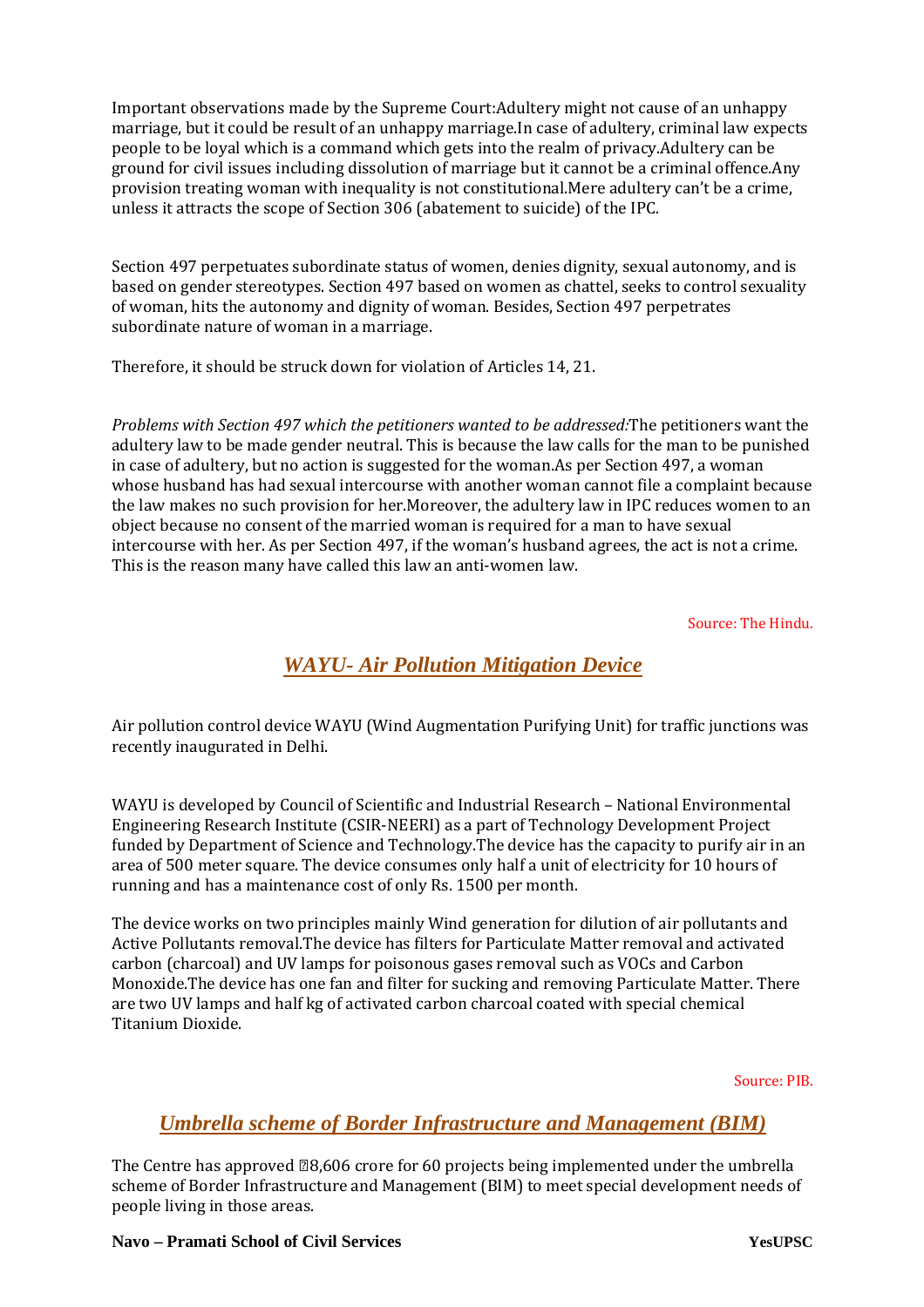Important observations made by the Supreme Court:Adultery might not cause of an unhappy marriage, but it could be result of an unhappy marriage.In case of adultery, criminal law expects people to be loyal which is a command which gets into the realm of privacy.Adultery can be ground for civil issues including dissolution of marriage but it cannot be a criminal offence.Any provision treating woman with inequality is not constitutional.Mere adultery can't be a crime, unless it attracts the scope of Section 306 (abatement to suicide) of the IPC.

Section 497 perpetuates subordinate status of women, denies dignity, sexual autonomy, and is based on gender stereotypes. Section 497 based on women as chattel, seeks to control sexuality of woman, hits the autonomy and dignity of woman. Besides, Section 497 perpetrates subordinate nature of woman in a marriage.

Therefore, it should be struck down for violation of Articles 14, 21.

*Problems with Section 497 which the petitioners wanted to be addressed:*The petitioners want the adultery law to be made gender neutral. This is because the law calls for the man to be punished in case of adultery, but no action is suggested for the woman.As per Section 497, a woman whose husband has had sexual intercourse with another woman cannot file a complaint because the law makes no such provision for her.Moreover, the adultery law in IPC reduces women to an object because no consent of the married woman is required for a man to have sexual intercourse with her. As per Section 497, if the woman's husband agrees, the act is not a crime. This is the reason many have called this law an anti-women law.

Source: The Hindu.

## *WAYU- Air Pollution Mitigation Device*

Air pollution control device WAYU (Wind Augmentation Purifying Unit) for traffic junctions was recently inaugurated in Delhi.

WAYU is developed by Council of Scientific and Industrial Research – National Environmental Engineering Research Institute (CSIR-NEERI) as a part of Technology Development Project funded by Department of Science and Technology.The device has the capacity to purify air in an area of 500 meter square. The device consumes only half a unit of electricity for 10 hours of running and has a maintenance cost of only Rs. 1500 per month.

The device works on two principles mainly Wind generation for dilution of air pollutants and Active Pollutants removal.The device has filters for Particulate Matter removal and activated carbon (charcoal) and UV lamps for poisonous gases removal such as VOCs and Carbon Monoxide.The device has one fan and filter for sucking and removing Particulate Matter. There are two UV lamps and half kg of activated carbon charcoal coated with special chemical Titanium Dioxide.

Source: PIB.

## *Umbrella scheme of Border Infrastructure and Management (BIM)*

The Centre has approved ₹8,606 crore for 60 projects being implemented under the umbrella scheme of Border Infrastructure and Management (BIM) to meet special development needs of people living in those areas.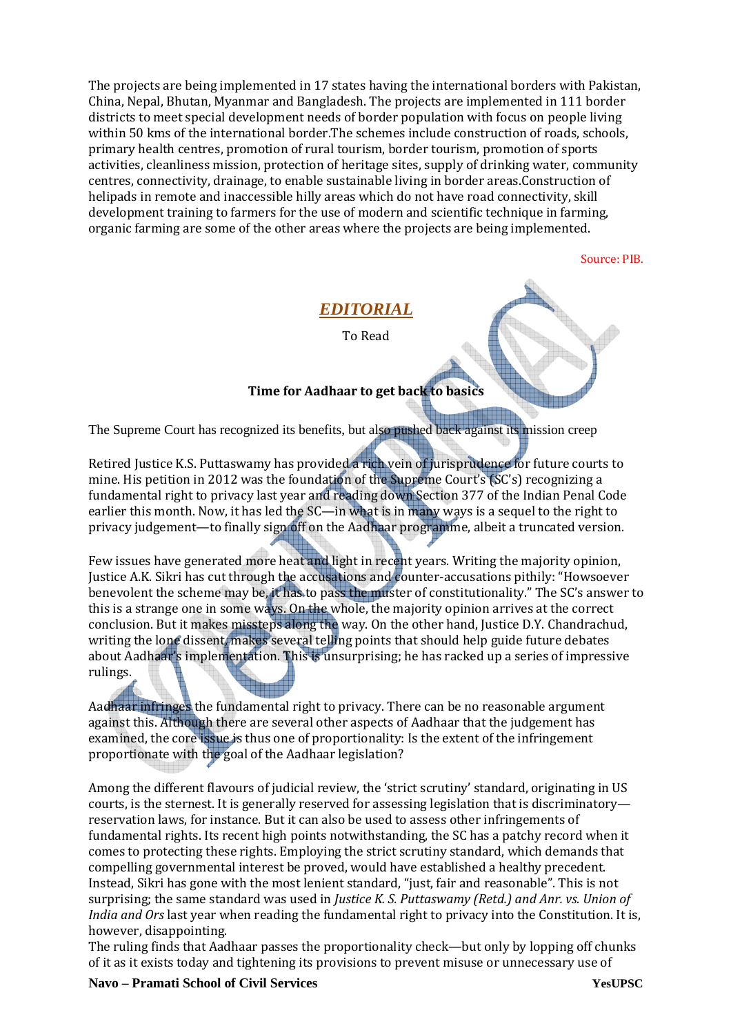The projects are being implemented in 17 states having the international borders with Pakistan, China, Nepal, Bhutan, Myanmar and Bangladesh. The projects are implemented in 111 border districts to meet special development needs of border population with focus on people living within 50 kms of the international border.The schemes include construction of roads, schools, primary health centres, promotion of rural tourism, border tourism, promotion of sports activities, cleanliness mission, protection of heritage sites, supply of drinking water, community centres, connectivity, drainage, to enable sustainable living in border areas.Construction of helipads in remote and inaccessible hilly areas which do not have road connectivity, skill development training to farmers for the use of modern and scientific technique in farming, organic farming are some of the other areas where the projects are being implemented.

Source: PIB.

## *EDITORIAL*

To Read

### Time for Aadhaar to get back to basics

The Supreme Court has recognized its benefits, but also pushed back against its mission creep

Retired Justice K.S. Puttaswamy has provided a rich vein of jurisprudence for future courts to mine. His petition in 2012 was the foundation of the Supreme Court's (SC's) recognizing a fundamental right to privacy last year and reading down Section 377 of the Indian Penal Code earlier this month. Now, it has led the SC—in what is in many ways is a sequel to the right to privacy judgement—to finally sign off on the Aadhaar programme, albeit a truncated version.

Few issues have generated more heat and light in recent years. Writing the majority opinion, Justice A.K. Sikri has cut through the accusations and counter-accusations pithily: "Howsoever benevolent the scheme may be, it has to pass the muster of constitutionality." The SC's answer to this is a strange one in some ways. On the whole, the majority opinion arrives at the correct conclusion. But it makes missteps along the way. On the other hand, Justice D.Y. Chandrachud, writing the lone dissent, makes several telling points that should help guide future debates about Aadhaar's implementation. This is unsurprising; he has racked up a series of impressive rulings.

Aadhaar infringes the fundamental right to privacy. There can be no reasonable argument against this. Although there are several other aspects of Aadhaar that the judgement has examined, the core issue is thus one of proportionality: Is the extent of the infringement proportionate with the goal of the Aadhaar legislation?

Among the different flavours of judicial review, the 'strict scrutiny' standard, originating in US courts, is the sternest. It is generally reserved for assessing legislation that is discriminatory—reservation laws, for instance. But it can also be used to assess other infringements of fundamental rights. Its recent high points notwithstanding, the SC has a patchy record when it comes to protecting these rights. Employing the strict scrutiny standard, which demands that compelling governmental interest be proved, would have established a healthy precedent. Instead, Sikri has gone with the most lenient standard, "just, fair and reasonable". This is not surprising; the same standard was used in *Justice K. S. Puttaswamy (Retd.) and Anr. vs. Union of India and Ors* last year when reading the fundamental right to privacy into the Constitution. It is, however, disappointing.
The ruling finds that Aadhaar passes the proportionality check—but only by lopping off chunks of it as it exists today and tightening its provisions to prevent misuse or unnecessary use of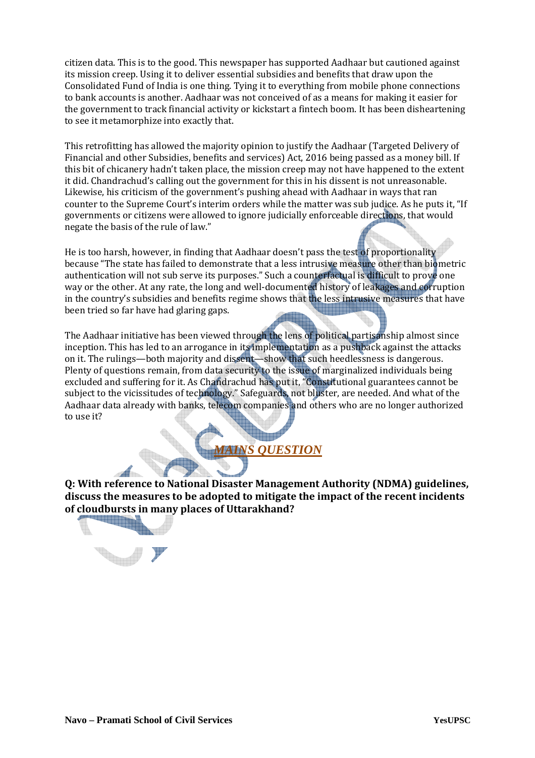citizen data. This is to the good. This newspaper has supported Aadhaar but cautioned against its mission creep. Using it to deliver essential subsidies and benefits that draw upon the Consolidated Fund of India is one thing. Tying it to everything from mobile phone connections to bank accounts is another. Aadhaar was not conceived of as a means for making it easier for the government to track financial activity or kickstart a fintech boom. It has been disheartening to see it metamorphize into exactly that.

This retrofitting has allowed the majority opinion to justify the Aadhaar (Targeted Delivery of Financial and other Subsidies, benefits and services) Act, 2016 being passed as a money bill. If this bit of chicanery hadn't taken place, the mission creep may not have happened to the extent it did. Chandrachud's calling out the government for this in his dissent is not unreasonable. Likewise, his criticism of the government's pushing ahead with Aadhaar in ways that ran counter to the Supreme Court's interim orders while the matter was sub judice. As he puts it, "If governments or citizens were allowed to ignore judicially enforceable directions, that would negate the basis of the rule of law."

He is too harsh, however, in finding that Aadhaar doesn't pass the test of proportionality because "The state has failed to demonstrate that a less intrusive measure other than biometric authentication will not sub serve its purposes." Such a counterfactual is difficult to prove one way or the other. At any rate, the long and well-documented history of leakages and corruption in the country's subsidies and benefits regime shows that the less intrusive measures that have been tried so far have had glaring gaps.

The Aadhaar initiative has been viewed through the lens of political partisanship almost since inception. This has led to an arrogance in its implementation as a pushback against the attacks on it. The rulings—both majority and dissent—show that such heedlessness is dangerous. Plenty of questions remain, from data security to the issue of marginalized individuals being excluded and suffering for it. As Chandrachud has put it, "Constitutional guarantees cannot be subject to the vicissitudes of technology." Safeguards, not bluster, are needed. And what of the Aadhaar data already with banks, telecom companies and others who are no longer authorized to use it?

## *MAINS QUESTION*

**Q: With reference to National Disaster Management Authority (NDMA) guidelines, discuss the measures to be adopted to mitigate the impact of the recent incidents of cloudbursts in many places of Uttarakhand?**